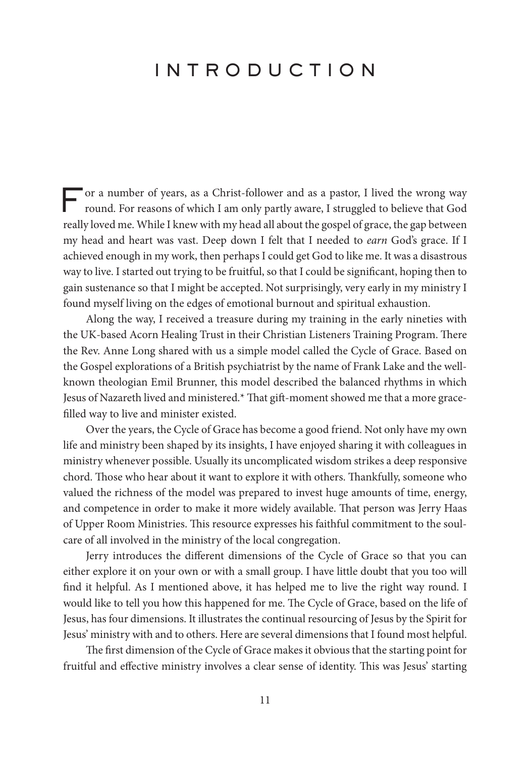# INTRODUCTION

For a number of years, as a Christ-follower and as a pastor, I lived the wrong way round. For reasons of which I am only partly aware, I struggled to believe that God really loved me. While I knew with my head all about the gospel of grace, the gap between my head and heart was vast. Deep down I felt that I needed to *earn* God's grace. If I achieved enough in my work, then perhaps I could get God to like me. It was a disastrous way to live. I started out trying to be fruitful, so that I could be significant, hoping then to gain sustenance so that I might be accepted. Not surprisingly, very early in my ministry I found myself living on the edges of emotional burnout and spiritual exhaustion.

Along the way, I received a treasure during my training in the early nineties with the UK-based Acorn Healing Trust in their Christian Listeners Training Program. There the Rev. Anne Long shared with us a simple model called the Cycle of Grace. Based on the Gospel explorations of a British psychiatrist by the name of Frank Lake and the well-known theologian Emil Brunner, this model described the balanced rhythms in which Jesus of Nazareth lived and ministered.* That gift-moment showed me that a more grace-filled way to live and minister existed.

Over the years, the Cycle of Grace has become a good friend. Not only have my own life and ministry been shaped by its insights, I have enjoyed sharing it with colleagues in ministry whenever possible. Usually its uncomplicated wisdom strikes a deep responsive chord. Those who hear about it want to explore it with others. Thankfully, someone who valued the richness of the model was prepared to invest huge amounts of time, energy, and competence in order to make it more widely available. That person was Jerry Haas of Upper Room Ministries. This resource expresses his faithful commitment to the soul-care of all involved in the ministry of the local congregation.

Jerry introduces the different dimensions of the Cycle of Grace so that you can either explore it on your own or with a small group. I have little doubt that you too will find it helpful. As I mentioned above, it has helped me to live the right way round. I would like to tell you how this happened for me. The Cycle of Grace, based on the life of Jesus, has four dimensions. It illustrates the continual resourcing of Jesus by the Spirit for Jesus' ministry with and to others. Here are several dimensions that I found most helpful.

The first dimension of the Cycle of Grace makes it obvious that the starting point for fruitful and effective ministry involves a clear sense of identity. This was Jesus' starting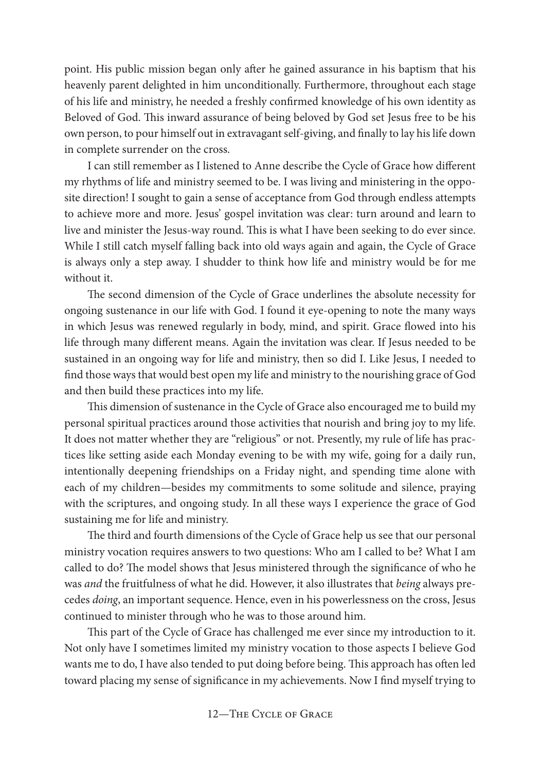point. His public mission began only after he gained assurance in his baptism that his heavenly parent delighted in him unconditionally. Furthermore, throughout each stage of his life and ministry, he needed a freshly confirmed knowledge of his own identity as Beloved of God. This inward assurance of being beloved by God set Jesus free to be his own person, to pour himself out in extravagant self-giving, and finally to lay his life down in complete surrender on the cross.

I can still remember as I listened to Anne describe the Cycle of Grace how different my rhythms of life and ministry seemed to be. I was living and ministering in the opposite direction! I sought to gain a sense of acceptance from God through endless attempts to achieve more and more. Jesus' gospel invitation was clear: turn around and learn to live and minister the Jesus-way round. This is what I have been seeking to do ever since. While I still catch myself falling back into old ways again and again, the Cycle of Grace is always only a step away. I shudder to think how life and ministry would be for me without it.

The second dimension of the Cycle of Grace underlines the absolute necessity for ongoing sustenance in our life with God. I found it eye-opening to note the many ways in which Jesus was renewed regularly in body, mind, and spirit. Grace flowed into his life through many different means. Again the invitation was clear. If Jesus needed to be sustained in an ongoing way for life and ministry, then so did I. Like Jesus, I needed to find those ways that would best open my life and ministry to the nourishing grace of God and then build these practices into my life.

This dimension of sustenance in the Cycle of Grace also encouraged me to build my personal spiritual practices around those activities that nourish and bring joy to my life. It does not matter whether they are "religious" or not. Presently, my rule of life has practices like setting aside each Monday evening to be with my wife, going for a daily run, intentionally deepening friendships on a Friday night, and spending time alone with each of my children—besides my commitments to some solitude and silence, praying with the scriptures, and ongoing study. In all these ways I experience the grace of God sustaining me for life and ministry.

The third and fourth dimensions of the Cycle of Grace help us see that our personal ministry vocation requires answers to two questions: Who am I called to be? What I am called to do? The model shows that Jesus ministered through the significance of who he was *and* the fruitfulness of what he did. However, it also illustrates that *being* always precedes *doing*, an important sequence. Hence, even in his powerlessness on the cross, Jesus continued to minister through who he was to those around him.

This part of the Cycle of Grace has challenged me ever since my introduction to it. Not only have I sometimes limited my ministry vocation to those aspects I believe God wants me to do, I have also tended to put doing before being. This approach has often led toward placing my sense of significance in my achievements. Now I find myself trying to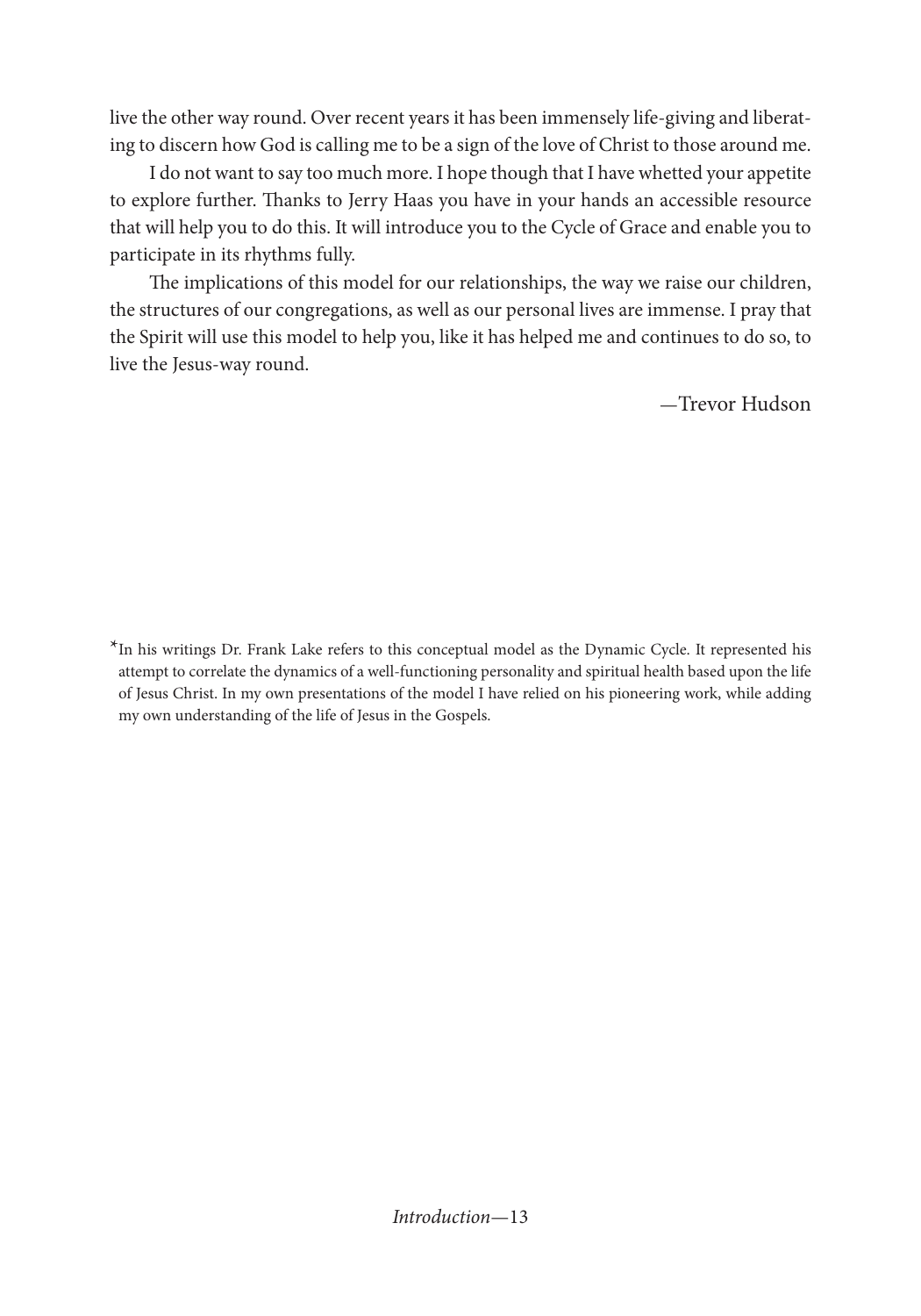live the other way round. Over recent years it has been immensely life-giving and liberating to discern how God is calling me to be a sign of the love of Christ to those around me.

I do not want to say too much more. I hope though that I have whetted your appetite to explore further. Thanks to Jerry Haas you have in your hands an accessible resource that will help you to do this. It will introduce you to the Cycle of Grace and enable you to participate in its rhythms fully.

The implications of this model for our relationships, the way we raise our children, the structures of our congregations, as well as our personal lives are immense. I pray that the Spirit will use this model to help you, like it has helped me and continues to do so, to live the Jesus-way round.

—Trevor Hudson

*In his writings Dr. Frank Lake refers to this conceptual model as the Dynamic Cycle. It represented his attempt to correlate the dynamics of a well-functioning personality and spiritual health based upon the life of Jesus Christ. In my own presentations of the model I have relied on his pioneering work, while adding my own understanding of the life of Jesus in the Gospels.